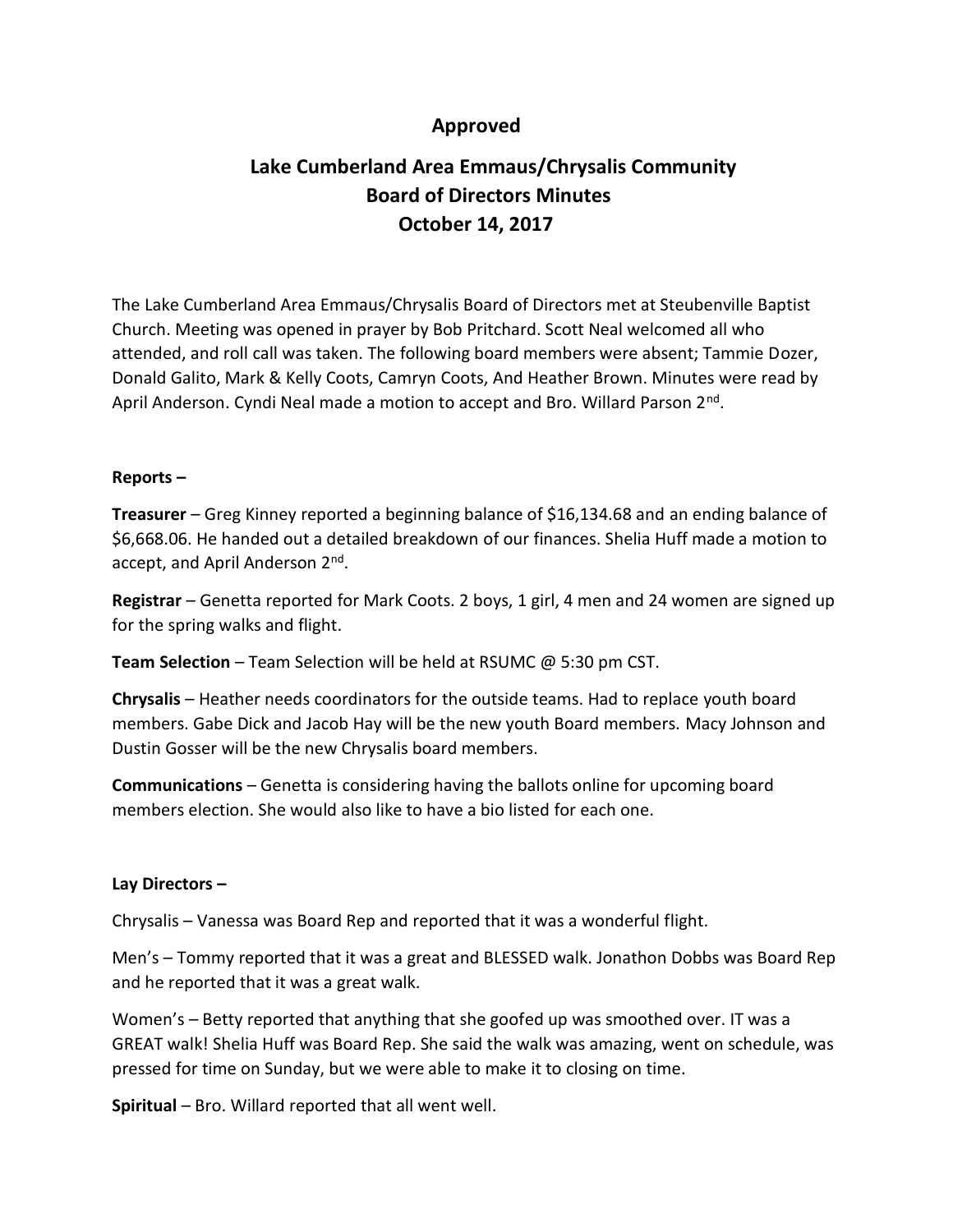## Approved

# Lake Cumberland Area Emmaus/Chrysalis Community
# Board of Directors Minutes
# October 14, 2017

The Lake Cumberland Area Emmaus/Chrysalis Board of Directors met at Steubenville Baptist Church. Meeting was opened in prayer by Bob Pritchard. Scott Neal welcomed all who attended, and roll call was taken. The following board members were absent; Tammie Dozer, Donald Galito, Mark & Kelly Coots, Camryn Coots, And Heather Brown. Minutes were read by April Anderson. Cyndi Neal made a motion to accept and Bro. Willard Parson 2nd.

**Reports –**

**Treasurer** – Greg Kinney reported a beginning balance of $16,134.68 and an ending balance of $6,668.06. He handed out a detailed breakdown of our finances. Shelia Huff made a motion to accept, and April Anderson 2nd.

**Registrar** – Genetta reported for Mark Coots. 2 boys, 1 girl, 4 men and 24 women are signed up for the spring walks and flight.

**Team Selection** – Team Selection will be held at RSUMC @ 5:30 pm CST.

**Chrysalis** – Heather needs coordinators for the outside teams. Had to replace youth board members. Gabe Dick and Jacob Hay will be the new youth Board members. Macy Johnson and Dustin Gosser will be the new Chrysalis board members.

**Communications** – Genetta is considering having the ballots online for upcoming board members election. She would also like to have a bio listed for each one.

**Lay Directors –**

Chrysalis – Vanessa was Board Rep and reported that it was a wonderful flight.

Men's – Tommy reported that it was a great and BLESSED walk. Jonathon Dobbs was Board Rep and he reported that it was a great walk.

Women's – Betty reported that anything that she goofed up was smoothed over. IT was a GREAT walk! Shelia Huff was Board Rep. She said the walk was amazing, went on schedule, was pressed for time on Sunday, but we were able to make it to closing on time.

**Spiritual** – Bro. Willard reported that all went well.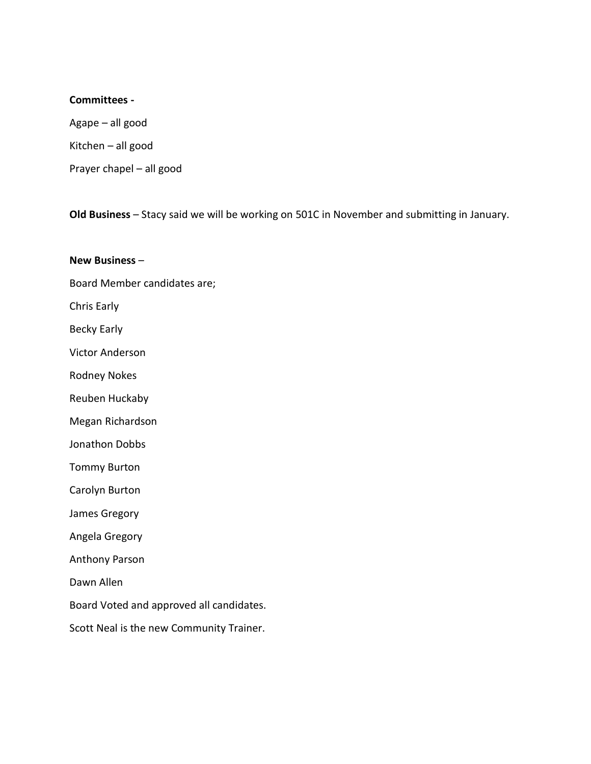**Committees -**

Agape – all good

Kitchen – all good

Prayer chapel – all good

**Old Business** – Stacy said we will be working on 501C in November and submitting in January.

**New Business** –

Board Member candidates are;

Chris Early

Becky Early

Victor Anderson

Rodney Nokes

Reuben Huckaby

Megan Richardson

Jonathon Dobbs

Tommy Burton

Carolyn Burton

James Gregory

Angela Gregory

Anthony Parson

Dawn Allen

Board Voted and approved all candidates.

Scott Neal is the new Community Trainer.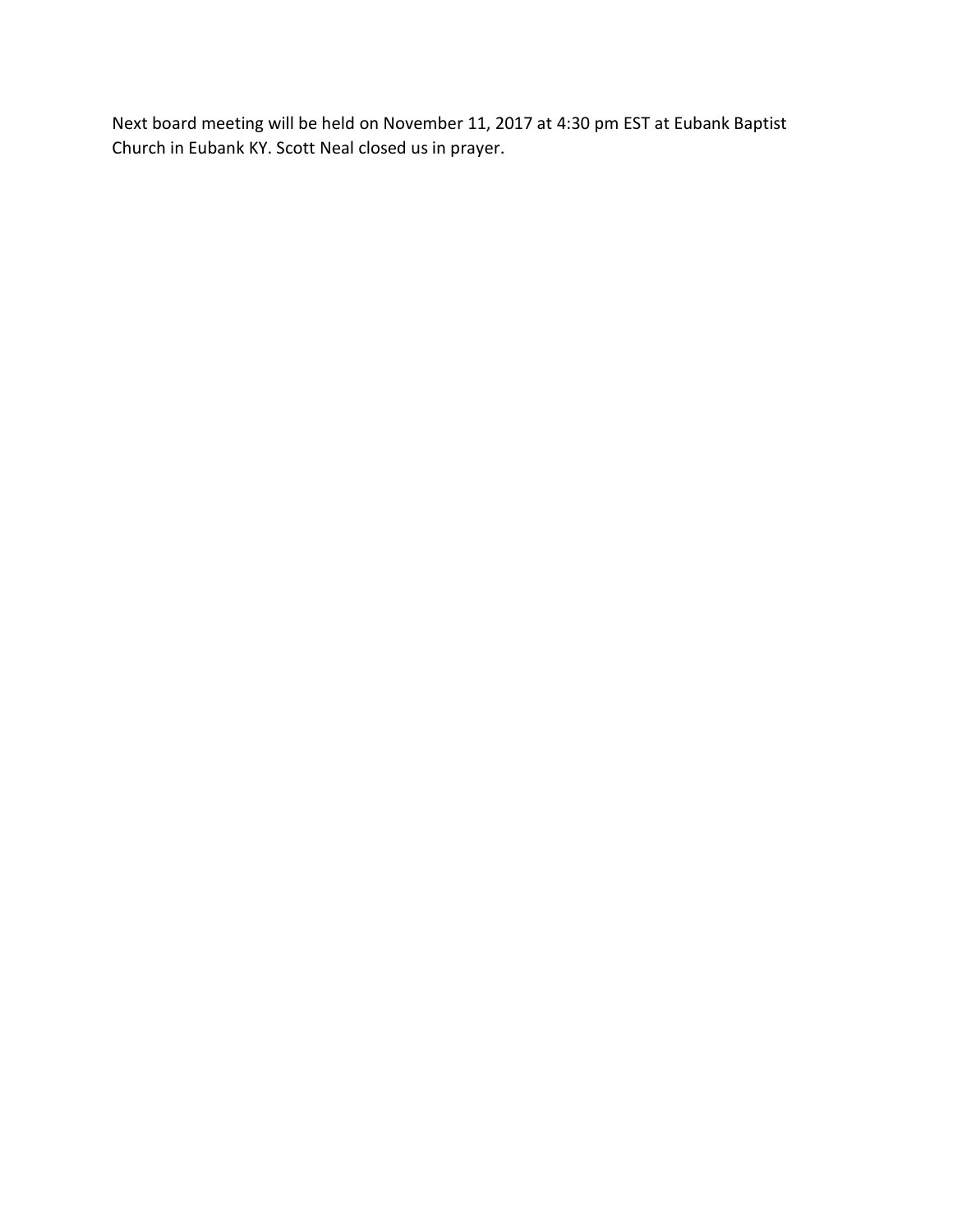Next board meeting will be held on November 11, 2017 at 4:30 pm EST at Eubank Baptist Church in Eubank KY. Scott Neal closed us in prayer.